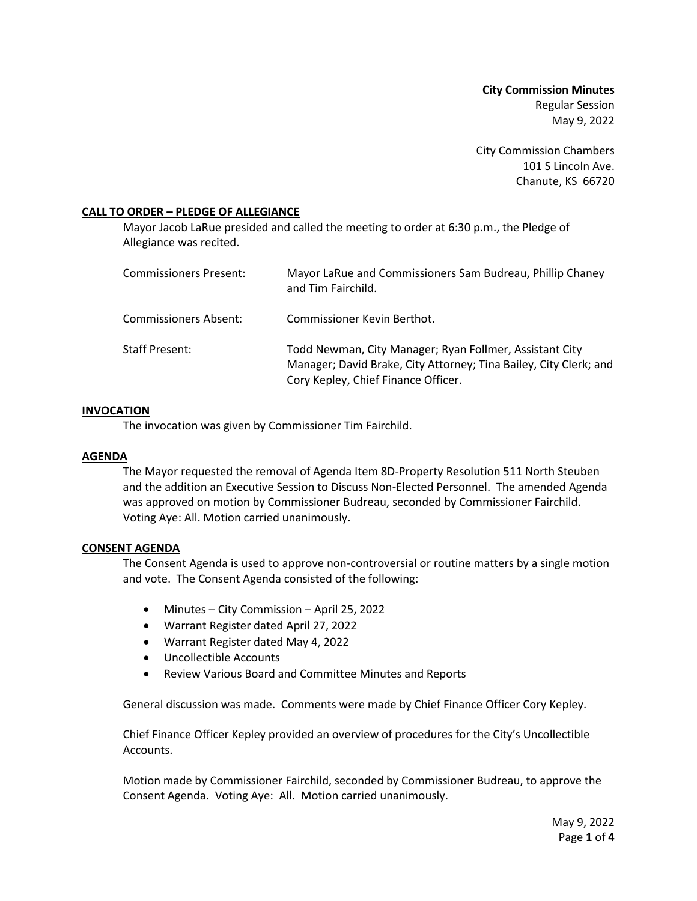**City Commission Minutes**
Regular Session
May 9, 2022

City Commission Chambers
101 S Lincoln Ave.
Chanute, KS 66720

## CALL TO ORDER – PLEDGE OF ALLEGIANCE

Mayor Jacob LaRue presided and called the meeting to order at 6:30 p.m., the Pledge of Allegiance was recited.

| | |
|---|---|
| Commissioners Present: | Mayor LaRue and Commissioners Sam Budreau, Phillip Chaney and Tim Fairchild. |
| Commissioners Absent: | Commissioner Kevin Berthot. |
| Staff Present: | Todd Newman, City Manager; Ryan Follmer, Assistant City Manager; David Brake, City Attorney; Tina Bailey, City Clerk; and Cory Kepley, Chief Finance Officer. |

## INVOCATION

The invocation was given by Commissioner Tim Fairchild.

## AGENDA

The Mayor requested the removal of Agenda Item 8D-Property Resolution 511 North Steuben and the addition an Executive Session to Discuss Non-Elected Personnel. The amended Agenda was approved on motion by Commissioner Budreau, seconded by Commissioner Fairchild. Voting Aye: All. Motion carried unanimously.

## CONSENT AGENDA

The Consent Agenda is used to approve non-controversial or routine matters by a single motion and vote. The Consent Agenda consisted of the following:

- Minutes – City Commission – April 25, 2022
- Warrant Register dated April 27, 2022
- Warrant Register dated May 4, 2022
- Uncollectible Accounts
- Review Various Board and Committee Minutes and Reports

General discussion was made. Comments were made by Chief Finance Officer Cory Kepley.

Chief Finance Officer Kepley provided an overview of procedures for the City's Uncollectible Accounts.

Motion made by Commissioner Fairchild, seconded by Commissioner Budreau, to approve the Consent Agenda. Voting Aye: All. Motion carried unanimously.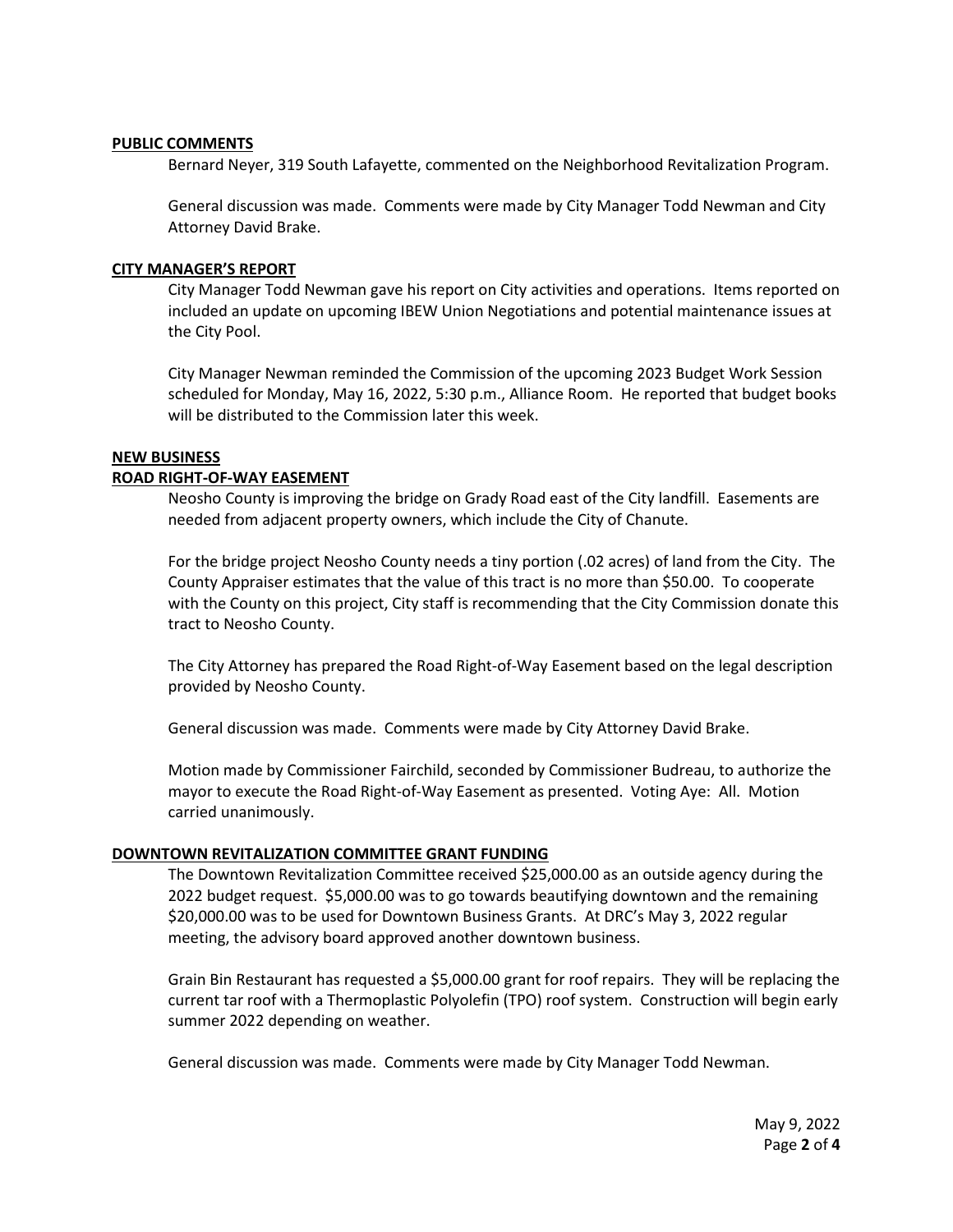## PUBLIC COMMENTS

Bernard Neyer, 319 South Lafayette, commented on the Neighborhood Revitalization Program.

General discussion was made. Comments were made by City Manager Todd Newman and City Attorney David Brake.

## CITY MANAGER'S REPORT

City Manager Todd Newman gave his report on City activities and operations. Items reported on included an update on upcoming IBEW Union Negotiations and potential maintenance issues at the City Pool.

City Manager Newman reminded the Commission of the upcoming 2023 Budget Work Session scheduled for Monday, May 16, 2022, 5:30 p.m., Alliance Room. He reported that budget books will be distributed to the Commission later this week.

## NEW BUSINESS

### ROAD RIGHT-OF-WAY EASEMENT

Neosho County is improving the bridge on Grady Road east of the City landfill. Easements are needed from adjacent property owners, which include the City of Chanute.

For the bridge project Neosho County needs a tiny portion (.02 acres) of land from the City. The County Appraiser estimates that the value of this tract is no more than $50.00. To cooperate with the County on this project, City staff is recommending that the City Commission donate this tract to Neosho County.

The City Attorney has prepared the Road Right-of-Way Easement based on the legal description provided by Neosho County.

General discussion was made. Comments were made by City Attorney David Brake.

Motion made by Commissioner Fairchild, seconded by Commissioner Budreau, to authorize the mayor to execute the Road Right-of-Way Easement as presented. Voting Aye: All. Motion carried unanimously.

### DOWNTOWN REVITALIZATION COMMITTEE GRANT FUNDING

The Downtown Revitalization Committee received $25,000.00 as an outside agency during the 2022 budget request. $5,000.00 was to go towards beautifying downtown and the remaining $20,000.00 was to be used for Downtown Business Grants. At DRC's May 3, 2022 regular meeting, the advisory board approved another downtown business.

Grain Bin Restaurant has requested a $5,000.00 grant for roof repairs. They will be replacing the current tar roof with a Thermoplastic Polyolefin (TPO) roof system. Construction will begin early summer 2022 depending on weather.

General discussion was made. Comments were made by City Manager Todd Newman.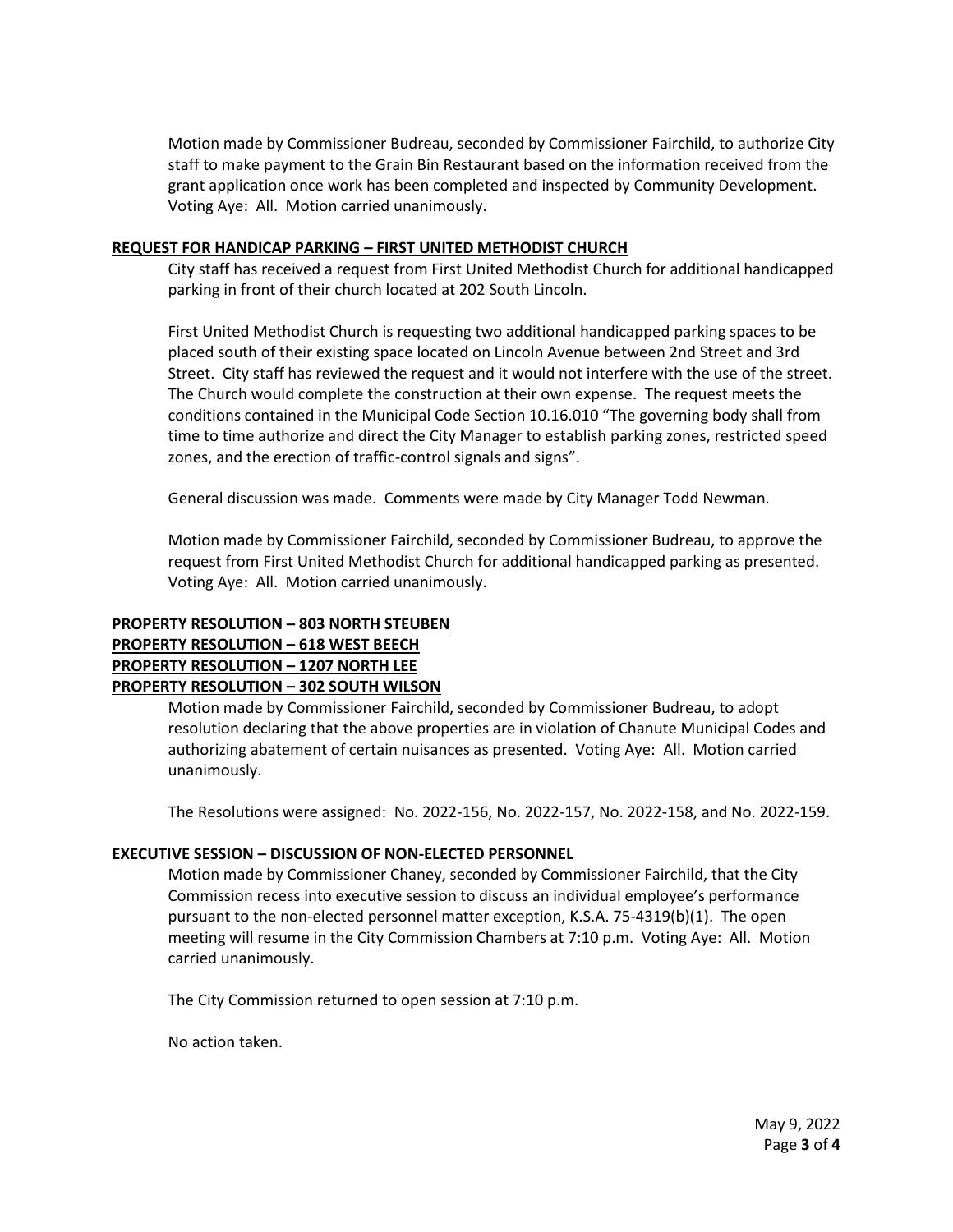Motion made by Commissioner Budreau, seconded by Commissioner Fairchild, to authorize City staff to make payment to the Grain Bin Restaurant based on the information received from the grant application once work has been completed and inspected by Community Development. Voting Aye: All. Motion carried unanimously.

**REQUEST FOR HANDICAP PARKING – FIRST UNITED METHODIST CHURCH**

City staff has received a request from First United Methodist Church for additional handicapped parking in front of their church located at 202 South Lincoln.

First United Methodist Church is requesting two additional handicapped parking spaces to be placed south of their existing space located on Lincoln Avenue between 2nd Street and 3rd Street. City staff has reviewed the request and it would not interfere with the use of the street. The Church would complete the construction at their own expense. The request meets the conditions contained in the Municipal Code Section 10.16.010 "The governing body shall from time to time authorize and direct the City Manager to establish parking zones, restricted speed zones, and the erection of traffic-control signals and signs".

General discussion was made. Comments were made by City Manager Todd Newman.

Motion made by Commissioner Fairchild, seconded by Commissioner Budreau, to approve the request from First United Methodist Church for additional handicapped parking as presented. Voting Aye: All. Motion carried unanimously.

**PROPERTY RESOLUTION – 803 NORTH STEUBEN**
**PROPERTY RESOLUTION – 618 WEST BEECH**
**PROPERTY RESOLUTION – 1207 NORTH LEE**
**PROPERTY RESOLUTION – 302 SOUTH WILSON**

Motion made by Commissioner Fairchild, seconded by Commissioner Budreau, to adopt resolution declaring that the above properties are in violation of Chanute Municipal Codes and authorizing abatement of certain nuisances as presented. Voting Aye: All. Motion carried unanimously.

The Resolutions were assigned: No. 2022-156, No. 2022-157, No. 2022-158, and No. 2022-159.

**EXECUTIVE SESSION – DISCUSSION OF NON-ELECTED PERSONNEL**

Motion made by Commissioner Chaney, seconded by Commissioner Fairchild, that the City Commission recess into executive session to discuss an individual employee's performance pursuant to the non-elected personnel matter exception, K.S.A. 75-4319(b)(1). The open meeting will resume in the City Commission Chambers at 7:10 p.m. Voting Aye: All. Motion carried unanimously.

The City Commission returned to open session at 7:10 p.m.

No action taken.

May 9, 2022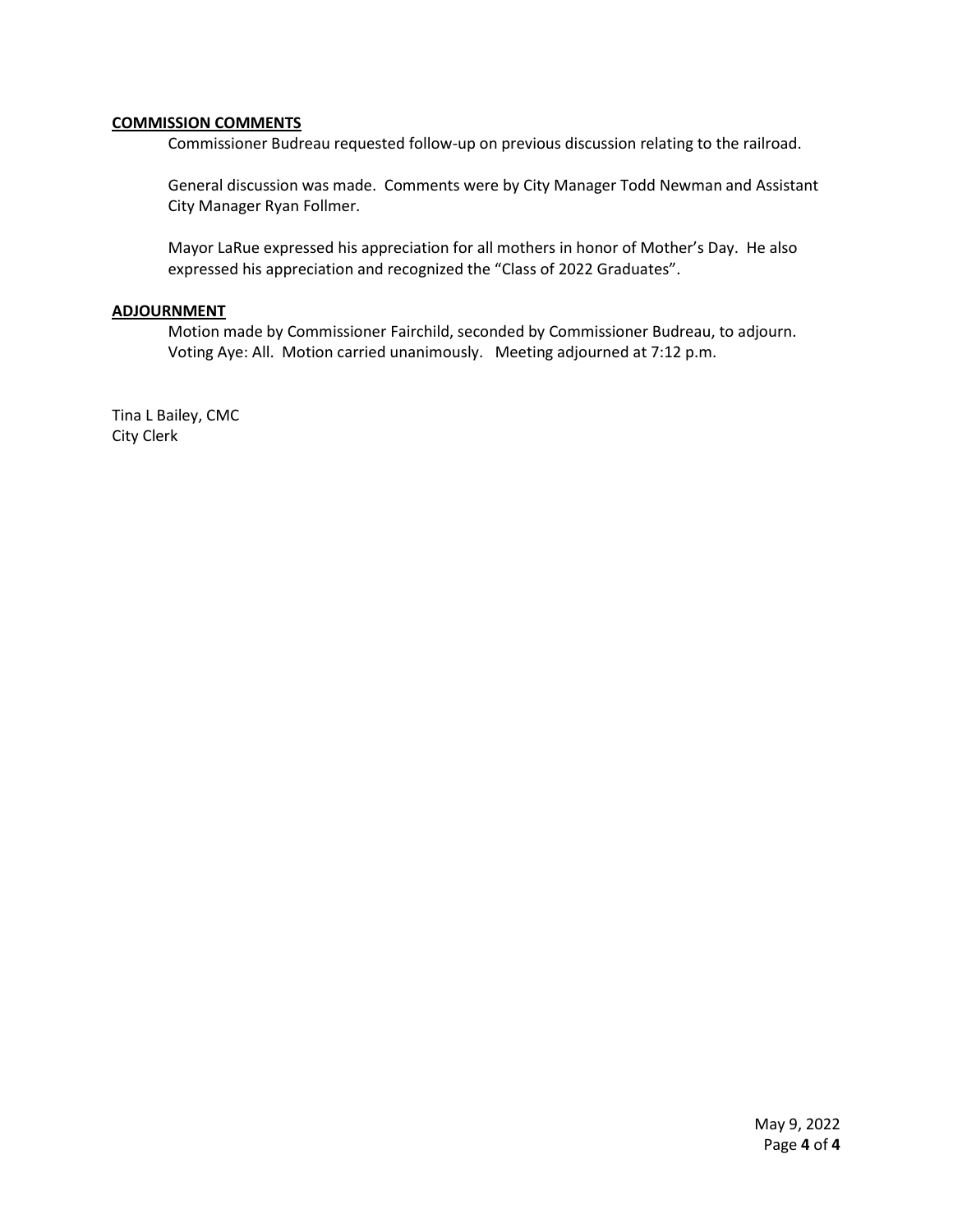**COMMISSION COMMENTS**

Commissioner Budreau requested follow-up on previous discussion relating to the railroad.

General discussion was made. Comments were by City Manager Todd Newman and Assistant City Manager Ryan Follmer.

Mayor LaRue expressed his appreciation for all mothers in honor of Mother's Day. He also expressed his appreciation and recognized the "Class of 2022 Graduates".

**ADJOURNMENT**

Motion made by Commissioner Fairchild, seconded by Commissioner Budreau, to adjourn. Voting Aye: All. Motion carried unanimously. Meeting adjourned at 7:12 p.m.

Tina L Bailey, CMC
City Clerk